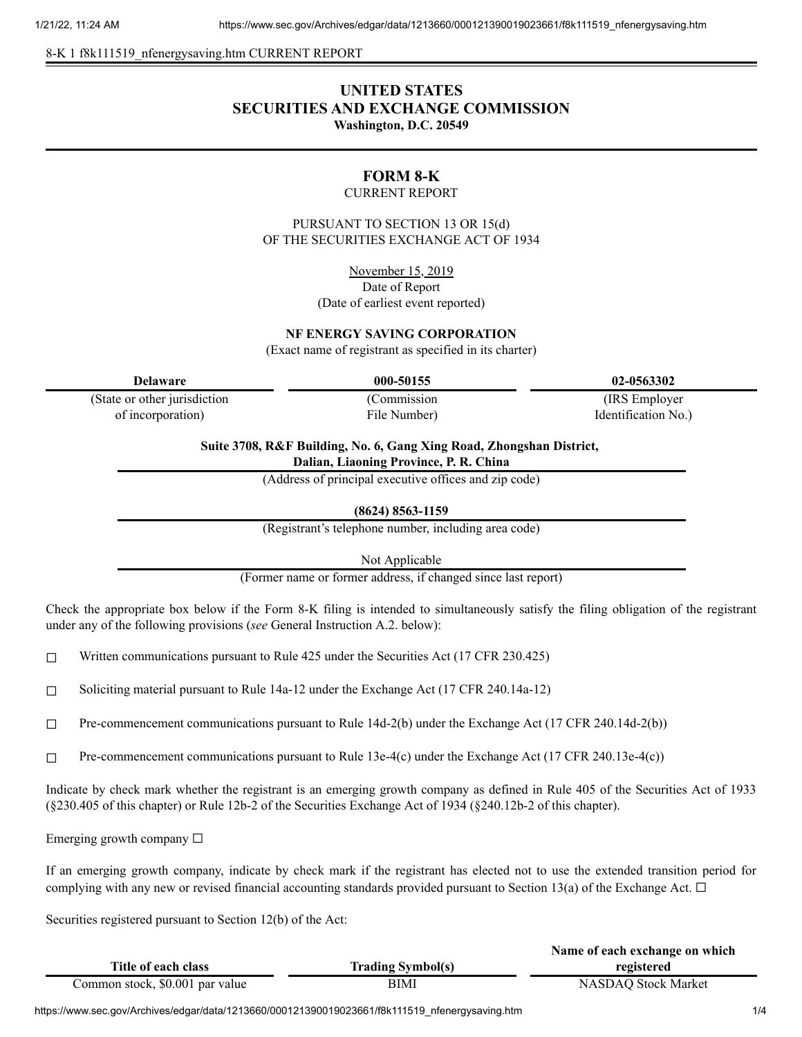8-K 1 f8k111519_nfenergysaving.htm CURRENT REPORT

# UNITED STATES
# SECURITIES AND EXCHANGE COMMISSION
**Washington, D.C. 20549**

## FORM 8-K
CURRENT REPORT

PURSUANT TO SECTION 13 OR 15(d)
OF THE SECURITIES EXCHANGE ACT OF 1934

November 15, 2019
Date of Report
(Date of earliest event reported)

**NF ENERGY SAVING CORPORATION**
(Exact name of registrant as specified in its charter)

| **Delaware** | **000-50155** | **02-0563302** |
|---|---|---|
| (State or other jurisdiction of incorporation) | (Commission File Number) | (IRS Employer Identification No.) |

**Suite 3708, R&F Building, No. 6, Gang Xing Road, Zhongshan District, Dalian, Liaoning Province, P. R. China**
(Address of principal executive offices and zip code)

**(8624) 8563-1159**
(Registrant's telephone number, including area code)

Not Applicable
(Former name or former address, if changed since last report)

Check the appropriate box below if the Form 8-K filing is intended to simultaneously satisfy the filing obligation of the registrant under any of the following provisions (*see* General Instruction A.2. below):

☐ Written communications pursuant to Rule 425 under the Securities Act (17 CFR 230.425)

☐ Soliciting material pursuant to Rule 14a-12 under the Exchange Act (17 CFR 240.14a-12)

☐ Pre-commencement communications pursuant to Rule 14d-2(b) under the Exchange Act (17 CFR 240.14d-2(b))

☐ Pre-commencement communications pursuant to Rule 13e-4(c) under the Exchange Act (17 CFR 240.13e-4(c))

Indicate by check mark whether the registrant is an emerging growth company as defined in Rule 405 of the Securities Act of 1933 (§230.405 of this chapter) or Rule 12b-2 of the Securities Exchange Act of 1934 (§240.12b-2 of this chapter).

Emerging growth company ☐

If an emerging growth company, indicate by check mark if the registrant has elected not to use the extended transition period for complying with any new or revised financial accounting standards provided pursuant to Section 13(a) of the Exchange Act. ☐

Securities registered pursuant to Section 12(b) of the Act:

| Title of each class | Trading Symbol(s) | Name of each exchange on which registered |
|---|---|---|
| Common stock, $0.001 par value | BIMI | NASDAQ Stock Market |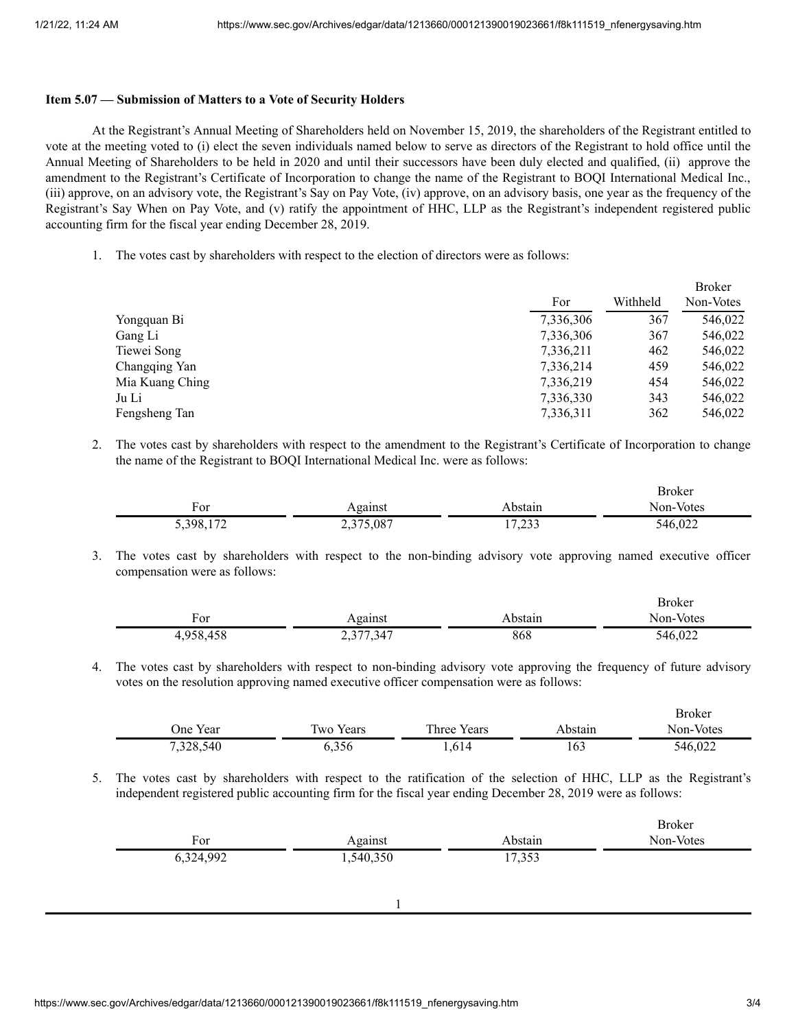**Item 5.07 — Submission of Matters to a Vote of Security Holders**

At the Registrant's Annual Meeting of Shareholders held on November 15, 2019, the shareholders of the Registrant entitled to vote at the meeting voted to (i) elect the seven individuals named below to serve as directors of the Registrant to hold office until the Annual Meeting of Shareholders to be held in 2020 and until their successors have been duly elected and qualified, (ii) approve the amendment to the Registrant's Certificate of Incorporation to change the name of the Registrant to BOQI International Medical Inc., (iii) approve, on an advisory vote, the Registrant's Say on Pay Vote, (iv) approve, on an advisory basis, one year as the frequency of the Registrant's Say When on Pay Vote, and (v) ratify the appointment of HHC, LLP as the Registrant's independent registered public accounting firm for the fiscal year ending December 28, 2019.

1. The votes cast by shareholders with respect to the election of directors were as follows:

| | For | Withheld | Broker Non-Votes |
|---|---|---|---|
| Yongquan Bi | 7,336,306 | 367 | 546,022 |
| Gang Li | 7,336,306 | 367 | 546,022 |
| Tiewei Song | 7,336,211 | 462 | 546,022 |
| Changqing Yan | 7,336,214 | 459 | 546,022 |
| Mia Kuang Ching | 7,336,219 | 454 | 546,022 |
| Ju Li | 7,336,330 | 343 | 546,022 |
| Fengsheng Tan | 7,336,311 | 362 | 546,022 |

2. The votes cast by shareholders with respect to the amendment to the Registrant's Certificate of Incorporation to change the name of the Registrant to BOQI International Medical Inc. were as follows:

| For | Against | Abstain | Broker Non-Votes |
|---|---|---|---|
| 5,398,172 | 2,375,087 | 17,233 | 546,022 |

3. The votes cast by shareholders with respect to the non-binding advisory vote approving named executive officer compensation were as follows:

| For | Against | Abstain | Broker Non-Votes |
|---|---|---|---|
| 4,958,458 | 2,377,347 | 868 | 546,022 |

4. The votes cast by shareholders with respect to non-binding advisory vote approving the frequency of future advisory votes on the resolution approving named executive officer compensation were as follows:

| One Year | Two Years | Three Years | Abstain | Broker Non-Votes |
|---|---|---|---|---|
| 7,328,540 | 6,356 | 1,614 | 163 | 546,022 |

5. The votes cast by shareholders with respect to the ratification of the selection of HHC, LLP as the Registrant's independent registered public accounting firm for the fiscal year ending December 28, 2019 were as follows:

| For | Against | Abstain | Broker Non-Votes |
|---|---|---|---|
| 6,324,992 | 1,540,350 | 17,353 | |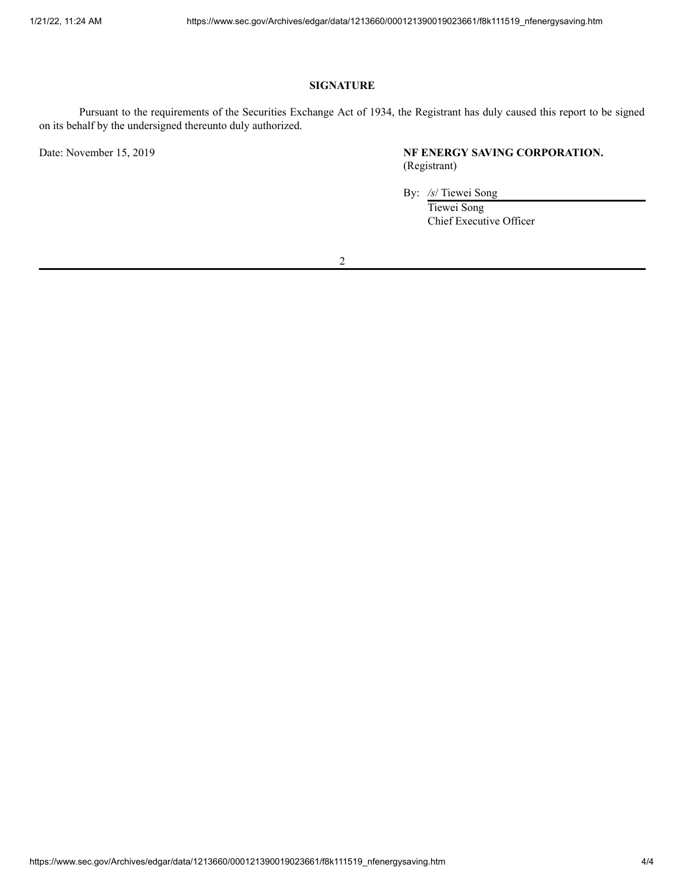**SIGNATURE**

Pursuant to the requirements of the Securities Exchange Act of 1934, the Registrant has duly caused this report to be signed on its behalf by the undersigned thereunto duly authorized.

Date: November 15, 2019

**NF ENERGY SAVING CORPORATION.**
(Registrant)

By: */s/* Tiewei Song
Tiewei Song
Chief Executive Officer